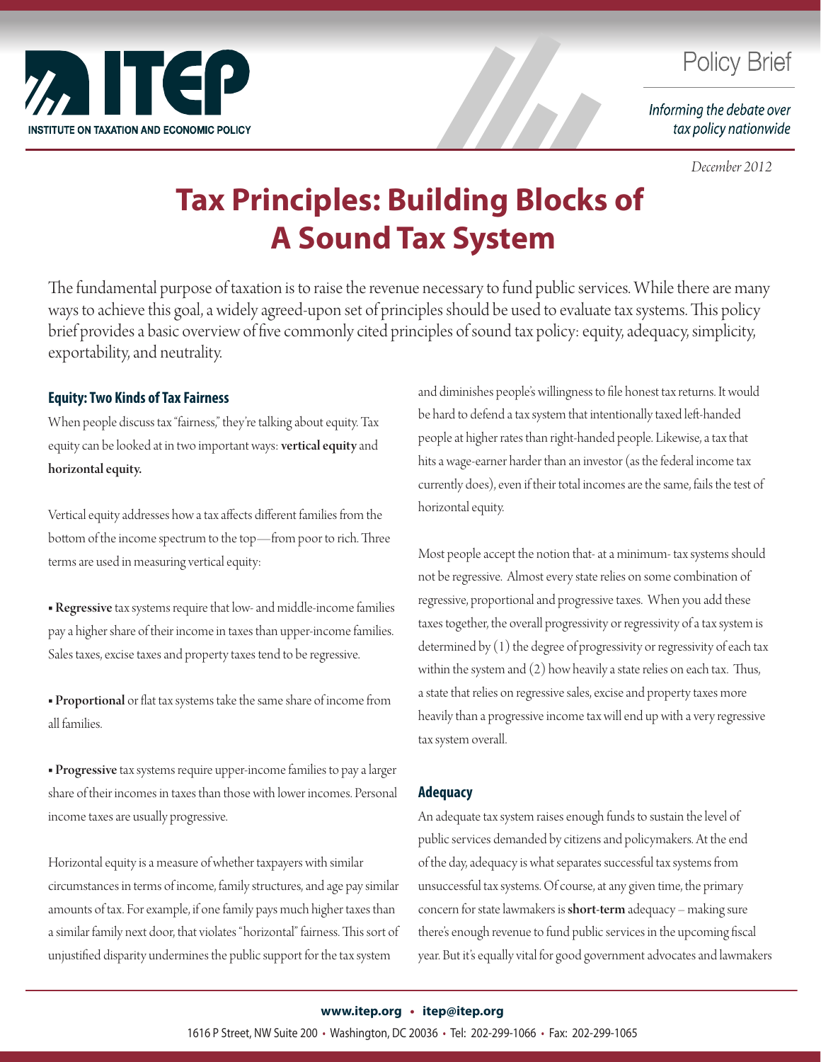Policy Brief

*Informing the debate over tax policy nationwide*

*December 2012*

# Tax Principles: Building Blocks of A Sound Tax System

The fundamental purpose of taxation is to raise the revenue necessary to fund public services. While there are many ways to achieve this goal, a widely agreed-upon set of principles should be used to evaluate tax systems. This policy brief provides a basic overview of five commonly cited principles of sound tax policy: equity, adequacy, simplicity, exportability, and neutrality.

## Equity: Two Kinds of Tax Fairness

When people discuss tax "fairness," they're talking about equity. Tax equity can be looked at in two important ways: **vertical equity** and **horizontal equity.**

Vertical equity addresses how a tax affects different families from the bottom of the income spectrum to the top—from poor to rich. Three terms are used in measuring vertical equity:

- **Regressive** tax systems require that low- and middle-income families pay a higher share of their income in taxes than upper-income families. Sales taxes, excise taxes and property taxes tend to be regressive.
- **Proportional** or flat tax systems take the same share of income from all families.
- **Progressive** tax systems require upper-income families to pay a larger share of their incomes in taxes than those with lower incomes. Personal income taxes are usually progressive.

Horizontal equity is a measure of whether taxpayers with similar circumstances in terms of income, family structures, and age pay similar amounts of tax. For example, if one family pays much higher taxes than a similar family next door, that violates "horizontal" fairness. This sort of unjustified disparity undermines the public support for the tax system and diminishes people's willingness to file honest tax returns. It would be hard to defend a tax system that intentionally taxed left-handed people at higher rates than right-handed people. Likewise, a tax that hits a wage-earner harder than an investor (as the federal income tax currently does), even if their total incomes are the same, fails the test of horizontal equity.

Most people accept the notion that- at a minimum- tax systems should not be regressive. Almost every state relies on some combination of regressive, proportional and progressive taxes. When you add these taxes together, the overall progressivity or regressivity of a tax system is determined by (1) the degree of progressivity or regressivity of each tax within the system and (2) how heavily a state relies on each tax. Thus, a state that relies on regressive sales, excise and property taxes more heavily than a progressive income tax will end up with a very regressive tax system overall.

## Adequacy

An adequate tax system raises enough funds to sustain the level of public services demanded by citizens and policymakers. At the end of the day, adequacy is what separates successful tax systems from unsuccessful tax systems. Of course, at any given time, the primary concern for state lawmakers is **short-term** adequacy – making sure there's enough revenue to fund public services in the upcoming fiscal year. But it's equally vital for good government advocates and lawmakers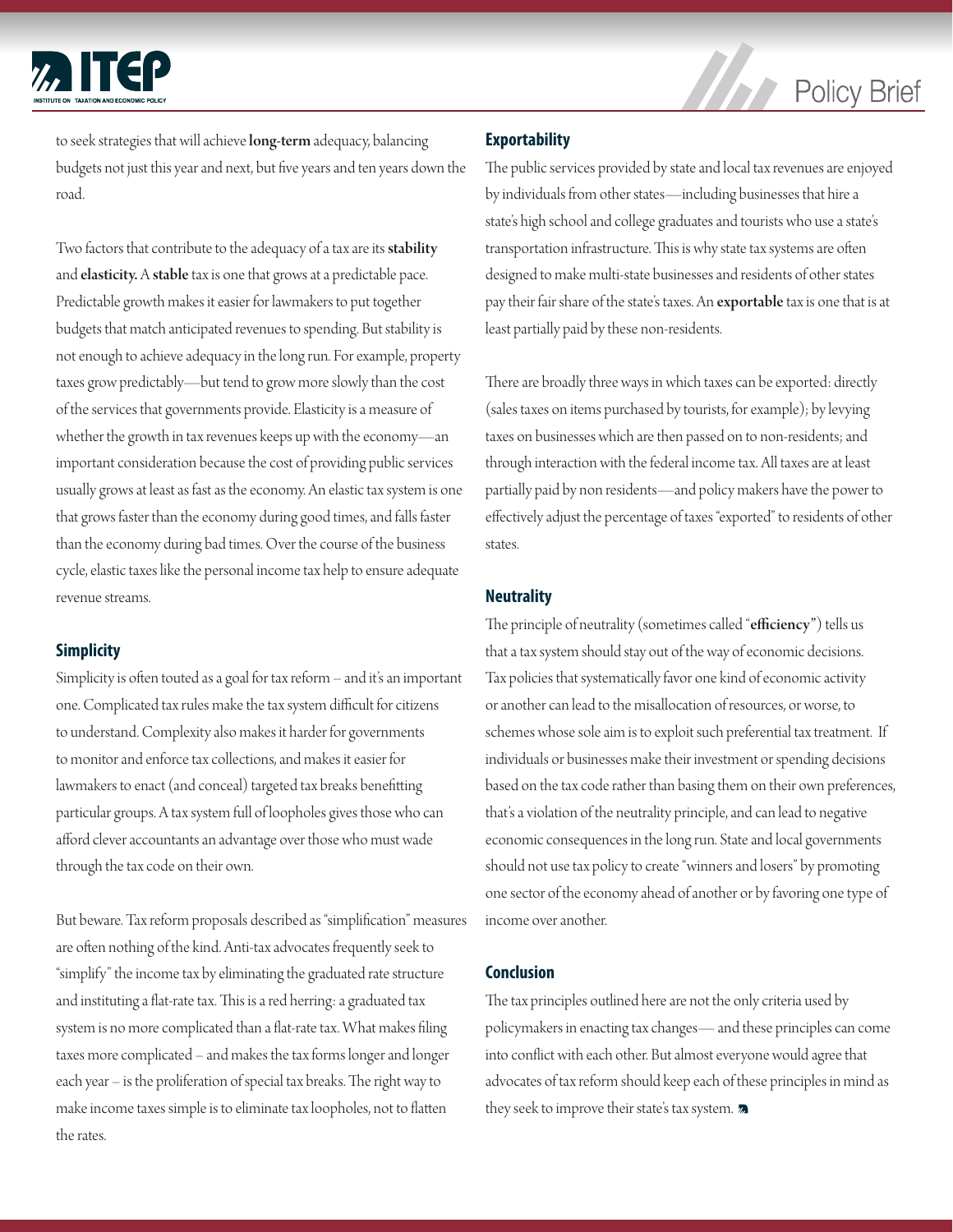to seek strategies that will achieve **long-term** adequacy, balancing budgets not just this year and next, but five years and ten years down the road.

Two factors that contribute to the adequacy of a tax are its **stability** and **elasticity.** A **stable** tax is one that grows at a predictable pace. Predictable growth makes it easier for lawmakers to put together budgets that match anticipated revenues to spending. But stability is not enough to achieve adequacy in the long run. For example, property taxes grow predictably—but tend to grow more slowly than the cost of the services that governments provide. Elasticity is a measure of whether the growth in tax revenues keeps up with the economy—an important consideration because the cost of providing public services usually grows at least as fast as the economy. An elastic tax system is one that grows faster than the economy during good times, and falls faster than the economy during bad times. Over the course of the business cycle, elastic taxes like the personal income tax help to ensure adequate revenue streams.

## Simplicity

Simplicity is often touted as a goal for tax reform – and it's an important one. Complicated tax rules make the tax system difficult for citizens to understand. Complexity also makes it harder for governments to monitor and enforce tax collections, and makes it easier for lawmakers to enact (and conceal) targeted tax breaks benefitting particular groups. A tax system full of loopholes gives those who can afford clever accountants an advantage over those who must wade through the tax code on their own.

But beware. Tax reform proposals described as "simplification" measures are often nothing of the kind. Anti-tax advocates frequently seek to "simplify" the income tax by eliminating the graduated rate structure and instituting a flat-rate tax. This is a red herring: a graduated tax system is no more complicated than a flat-rate tax. What makes filing taxes more complicated – and makes the tax forms longer and longer each year – is the proliferation of special tax breaks. The right way to make income taxes simple is to eliminate tax loopholes, not to flatten the rates.

## Exportability

The public services provided by state and local tax revenues are enjoyed by individuals from other states—including businesses that hire a state's high school and college graduates and tourists who use a state's transportation infrastructure. This is why state tax systems are often designed to make multi-state businesses and residents of other states pay their fair share of the state's taxes. An **exportable** tax is one that is at least partially paid by these non-residents.

There are broadly three ways in which taxes can be exported: directly (sales taxes on items purchased by tourists, for example); by levying taxes on businesses which are then passed on to non-residents; and through interaction with the federal income tax. All taxes are at least partially paid by non residents—and policy makers have the power to effectively adjust the percentage of taxes "exported" to residents of other states.

## Neutrality

The principle of neutrality (sometimes called "**efficiency**") tells us that a tax system should stay out of the way of economic decisions. Tax policies that systematically favor one kind of economic activity or another can lead to the misallocation of resources, or worse, to schemes whose sole aim is to exploit such preferential tax treatment. If individuals or businesses make their investment or spending decisions based on the tax code rather than basing them on their own preferences, that's a violation of the neutrality principle, and can lead to negative economic consequences in the long run. State and local governments should not use tax policy to create "winners and losers" by promoting one sector of the economy ahead of another or by favoring one type of income over another.

## Conclusion

The tax principles outlined here are not the only criteria used by policymakers in enacting tax changes— and these principles can come into conflict with each other. But almost everyone would agree that advocates of tax reform should keep each of these principles in mind as they seek to improve their state's tax system.